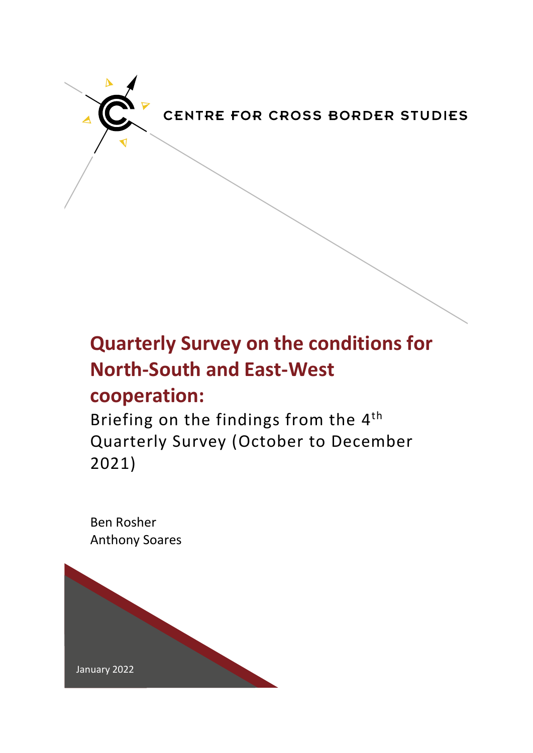CENTRE FOR CROSS BORDER STUDIES

# Quarterly Survey on the conditions for North-South and East-West cooperation:

Briefing on the findings from the 4th Quarterly Survey (October to December 2021)

Ben Rosher
Anthony Soares

January 2022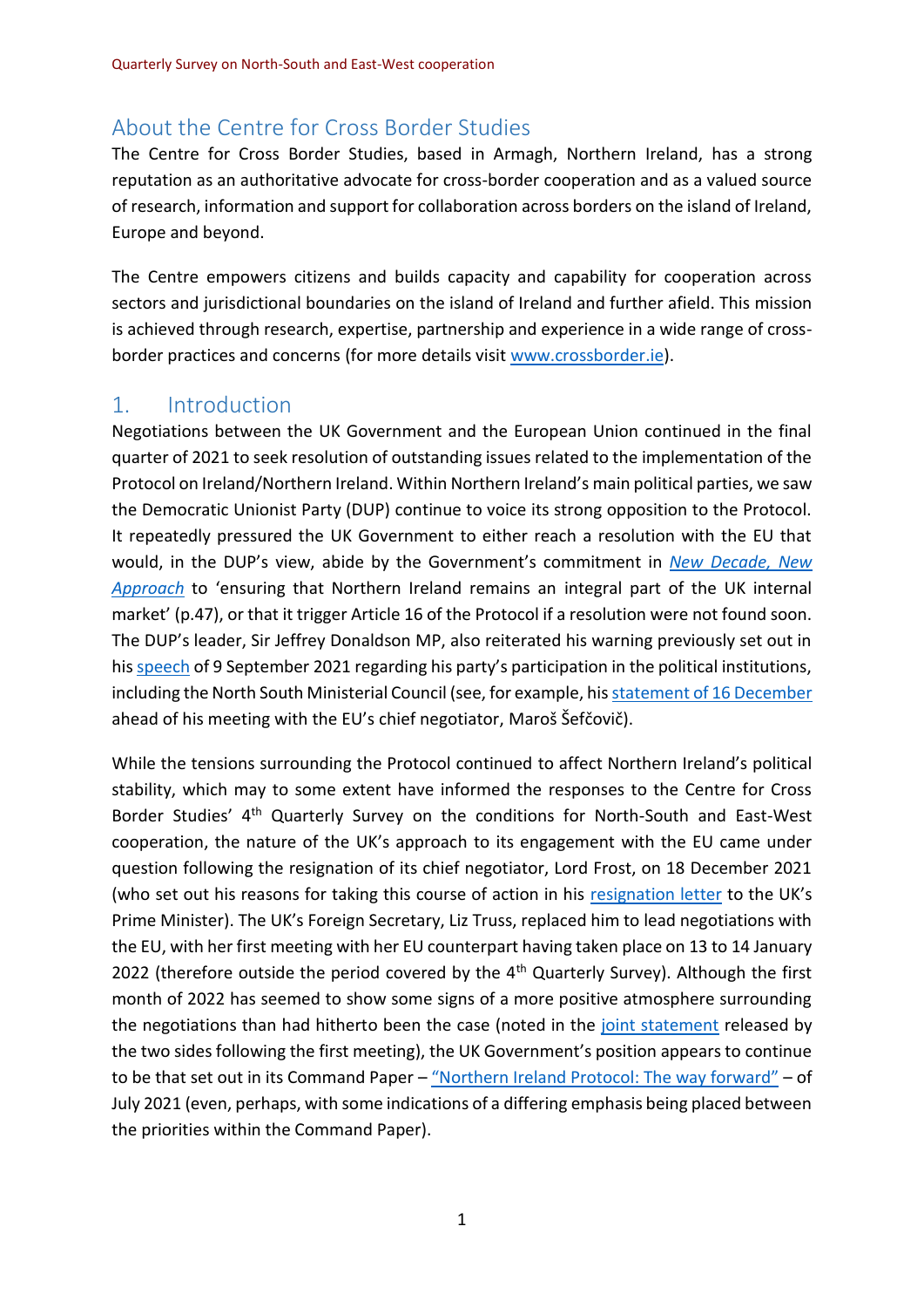## About the Centre for Cross Border Studies

The Centre for Cross Border Studies, based in Armagh, Northern Ireland, has a strong reputation as an authoritative advocate for cross-border cooperation and as a valued source of research, information and support for collaboration across borders on the island of Ireland, Europe and beyond.

The Centre empowers citizens and builds capacity and capability for cooperation across sectors and jurisdictional boundaries on the island of Ireland and further afield. This mission is achieved through research, expertise, partnership and experience in a wide range of cross-border practices and concerns (for more details visit www.crossborder.ie).

## 1. Introduction

Negotiations between the UK Government and the European Union continued in the final quarter of 2021 to seek resolution of outstanding issues related to the implementation of the Protocol on Ireland/Northern Ireland. Within Northern Ireland's main political parties, we saw the Democratic Unionist Party (DUP) continue to voice its strong opposition to the Protocol. It repeatedly pressured the UK Government to either reach a resolution with the EU that would, in the DUP's view, abide by the Government's commitment in *New Decade, New Approach* to 'ensuring that Northern Ireland remains an integral part of the UK internal market' (p.47), or that it trigger Article 16 of the Protocol if a resolution were not found soon. The DUP's leader, Sir Jeffrey Donaldson MP, also reiterated his warning previously set out in his speech of 9 September 2021 regarding his party's participation in the political institutions, including the North South Ministerial Council (see, for example, his statement of 16 December ahead of his meeting with the EU's chief negotiator, Maroš Šefčovič).

While the tensions surrounding the Protocol continued to affect Northern Ireland's political stability, which may to some extent have informed the responses to the Centre for Cross Border Studies' 4th Quarterly Survey on the conditions for North-South and East-West cooperation, the nature of the UK's approach to its engagement with the EU came under question following the resignation of its chief negotiator, Lord Frost, on 18 December 2021 (who set out his reasons for taking this course of action in his resignation letter to the UK's Prime Minister). The UK's Foreign Secretary, Liz Truss, replaced him to lead negotiations with the EU, with her first meeting with her EU counterpart having taken place on 13 to 14 January 2022 (therefore outside the period covered by the 4th Quarterly Survey). Although the first month of 2022 has seemed to show some signs of a more positive atmosphere surrounding the negotiations than had hitherto been the case (noted in the joint statement released by the two sides following the first meeting), the UK Government's position appears to continue to be that set out in its Command Paper – "Northern Ireland Protocol: The way forward" – of July 2021 (even, perhaps, with some indications of a differing emphasis being placed between the priorities within the Command Paper).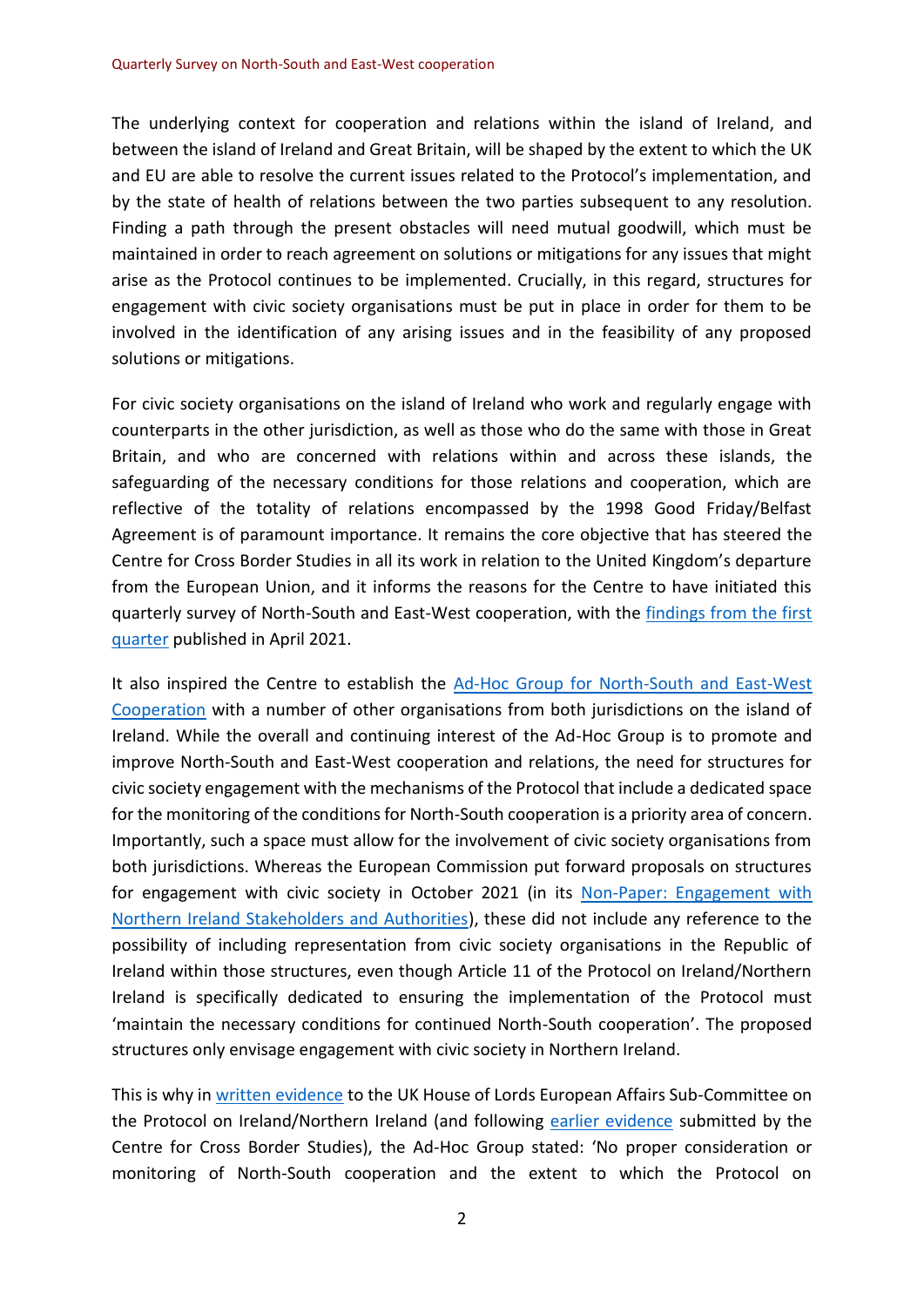The underlying context for cooperation and relations within the island of Ireland, and between the island of Ireland and Great Britain, will be shaped by the extent to which the UK and EU are able to resolve the current issues related to the Protocol's implementation, and by the state of health of relations between the two parties subsequent to any resolution. Finding a path through the present obstacles will need mutual goodwill, which must be maintained in order to reach agreement on solutions or mitigations for any issues that might arise as the Protocol continues to be implemented. Crucially, in this regard, structures for engagement with civic society organisations must be put in place in order for them to be involved in the identification of any arising issues and in the feasibility of any proposed solutions or mitigations.

For civic society organisations on the island of Ireland who work and regularly engage with counterparts in the other jurisdiction, as well as those who do the same with those in Great Britain, and who are concerned with relations within and across these islands, the safeguarding of the necessary conditions for those relations and cooperation, which are reflective of the totality of relations encompassed by the 1998 Good Friday/Belfast Agreement is of paramount importance. It remains the core objective that has steered the Centre for Cross Border Studies in all its work in relation to the United Kingdom's departure from the European Union, and it informs the reasons for the Centre to have initiated this quarterly survey of North-South and East-West cooperation, with the findings from the first quarter published in April 2021.

It also inspired the Centre to establish the Ad-Hoc Group for North-South and East-West Cooperation with a number of other organisations from both jurisdictions on the island of Ireland. While the overall and continuing interest of the Ad-Hoc Group is to promote and improve North-South and East-West cooperation and relations, the need for structures for civic society engagement with the mechanisms of the Protocol that include a dedicated space for the monitoring of the conditions for North-South cooperation is a priority area of concern. Importantly, such a space must allow for the involvement of civic society organisations from both jurisdictions. Whereas the European Commission put forward proposals on structures for engagement with civic society in October 2021 (in its Non-Paper: Engagement with Northern Ireland Stakeholders and Authorities), these did not include any reference to the possibility of including representation from civic society organisations in the Republic of Ireland within those structures, even though Article 11 of the Protocol on Ireland/Northern Ireland is specifically dedicated to ensuring the implementation of the Protocol must 'maintain the necessary conditions for continued North-South cooperation'. The proposed structures only envisage engagement with civic society in Northern Ireland.

This is why in written evidence to the UK House of Lords European Affairs Sub-Committee on the Protocol on Ireland/Northern Ireland (and following earlier evidence submitted by the Centre for Cross Border Studies), the Ad-Hoc Group stated: 'No proper consideration or monitoring of North-South cooperation and the extent to which the Protocol on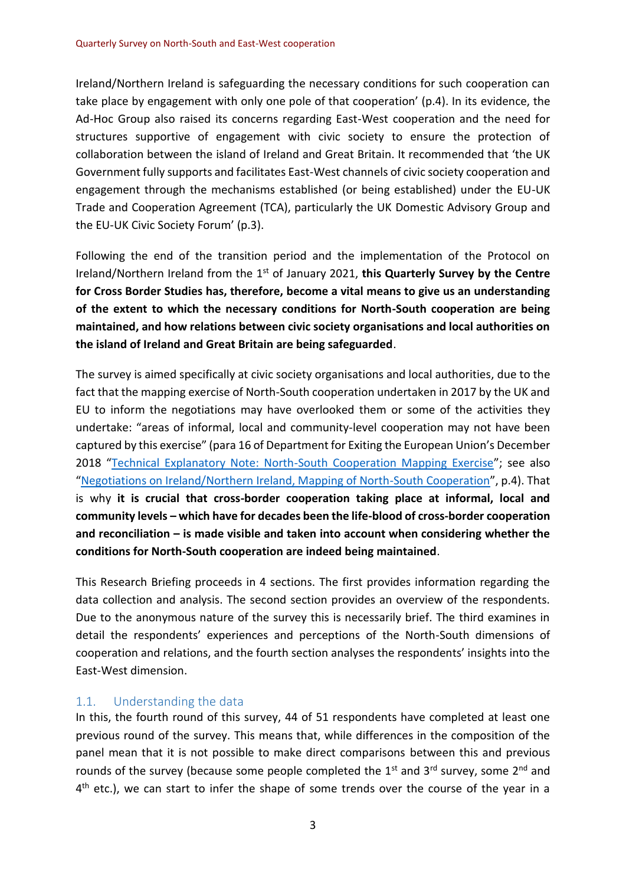Ireland/Northern Ireland is safeguarding the necessary conditions for such cooperation can take place by engagement with only one pole of that cooperation' (p.4). In its evidence, the Ad-Hoc Group also raised its concerns regarding East-West cooperation and the need for structures supportive of engagement with civic society to ensure the protection of collaboration between the island of Ireland and Great Britain. It recommended that 'the UK Government fully supports and facilitates East-West channels of civic society cooperation and engagement through the mechanisms established (or being established) under the EU-UK Trade and Cooperation Agreement (TCA), particularly the UK Domestic Advisory Group and the EU-UK Civic Society Forum' (p.3).

Following the end of the transition period and the implementation of the Protocol on Ireland/Northern Ireland from the 1st of January 2021, **this Quarterly Survey by the Centre for Cross Border Studies has, therefore, become a vital means to give us an understanding of the extent to which the necessary conditions for North-South cooperation are being maintained, and how relations between civic society organisations and local authorities on the island of Ireland and Great Britain are being safeguarded**.

The survey is aimed specifically at civic society organisations and local authorities, due to the fact that the mapping exercise of North-South cooperation undertaken in 2017 by the UK and EU to inform the negotiations may have overlooked them or some of the activities they undertake: "areas of informal, local and community-level cooperation may not have been captured by this exercise" (para 16 of Department for Exiting the European Union's December 2018 "Technical Explanatory Note: North-South Cooperation Mapping Exercise"; see also "Negotiations on Ireland/Northern Ireland, Mapping of North-South Cooperation", p.4). That is why **it is crucial that cross-border cooperation taking place at informal, local and community levels – which have for decades been the life-blood of cross-border cooperation and reconciliation – is made visible and taken into account when considering whether the conditions for North-South cooperation are indeed being maintained**.

This Research Briefing proceeds in 4 sections. The first provides information regarding the data collection and analysis. The second section provides an overview of the respondents. Due to the anonymous nature of the survey this is necessarily brief. The third examines in detail the respondents' experiences and perceptions of the North-South dimensions of cooperation and relations, and the fourth section analyses the respondents' insights into the East-West dimension.

### 1.1. Understanding the data

In this, the fourth round of this survey, 44 of 51 respondents have completed at least one previous round of the survey. This means that, while differences in the composition of the panel mean that it is not possible to make direct comparisons between this and previous rounds of the survey (because some people completed the 1st and 3rd survey, some 2nd and 4th etc.), we can start to infer the shape of some trends over the course of the year in a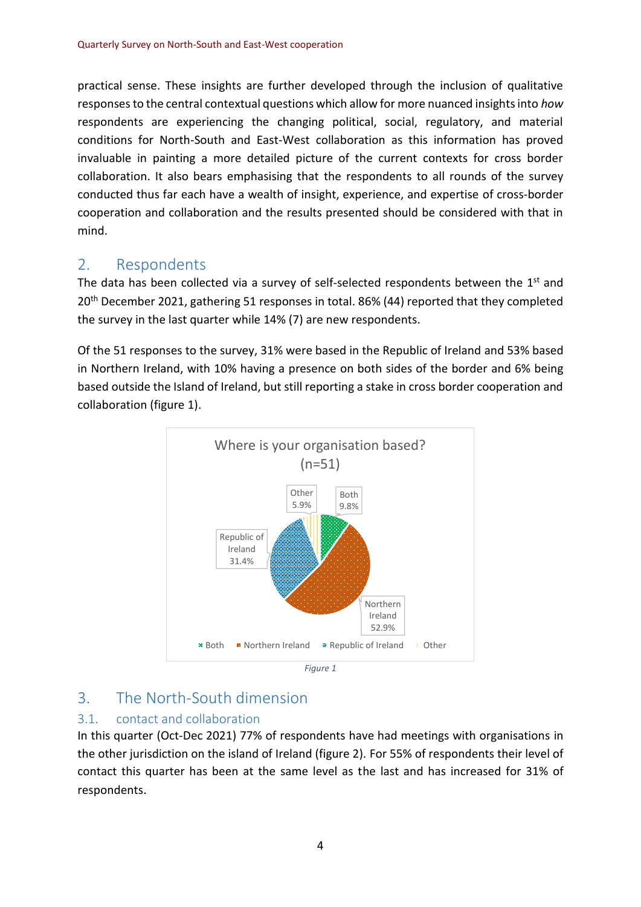practical sense. These insights are further developed through the inclusion of qualitative responses to the central contextual questions which allow for more nuanced insights into *how* respondents are experiencing the changing political, social, regulatory, and material conditions for North-South and East-West collaboration as this information has proved invaluable in painting a more detailed picture of the current contexts for cross border collaboration. It also bears emphasising that the respondents to all rounds of the survey conducted thus far each have a wealth of insight, experience, and expertise of cross-border cooperation and collaboration and the results presented should be considered with that in mind.

## 2. Respondents

The data has been collected via a survey of self-selected respondents between the 1st and 20th December 2021, gathering 51 responses in total. 86% (44) reported that they completed the survey in the last quarter while 14% (7) are new respondents.

Of the 51 responses to the survey, 31% were based in the Republic of Ireland and 53% based in Northern Ireland, with 10% having a presence on both sides of the border and 6% being based outside the Island of Ireland, but still reporting a stake in cross border cooperation and collaboration (figure 1).

Where is your organisation based? (n=51)

| Location | Percentage |
|---|---|
| Both | 9.8% |
| Northern Ireland | 52.9% |
| Republic of Ireland | 31.4% |
| Other | 5.9% |

*Figure 1*

## 3. The North-South dimension

### 3.1. contact and collaboration

In this quarter (Oct-Dec 2021) 77% of respondents have had meetings with organisations in the other jurisdiction on the island of Ireland (figure 2). For 55% of respondents their level of contact this quarter has been at the same level as the last and has increased for 31% of respondents.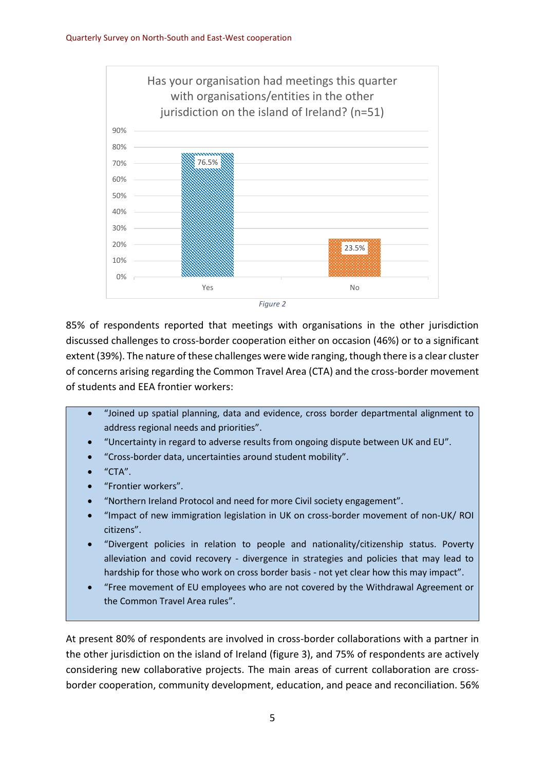Has your organisation had meetings this quarter with organisations/entities in the other jurisdiction on the island of Ireland? (n=51)

| | Percentage |
|---|---|
| Yes | 76.5% |
| No | 23.5% |

*Figure 2*

85% of respondents reported that meetings with organisations in the other jurisdiction discussed challenges to cross-border cooperation either on occasion (46%) or to a significant extent (39%). The nature of these challenges were wide ranging, though there is a clear cluster of concerns arising regarding the Common Travel Area (CTA) and the cross-border movement of students and EEA frontier workers:

- "Joined up spatial planning, data and evidence, cross border departmental alignment to address regional needs and priorities".
- "Uncertainty in regard to adverse results from ongoing dispute between UK and EU".
- "Cross-border data, uncertainties around student mobility".
- "CTA".
- "Frontier workers".
- "Northern Ireland Protocol and need for more Civil society engagement".
- "Impact of new immigration legislation in UK on cross-border movement of non-UK/ ROI citizens".
- "Divergent policies in relation to people and nationality/citizenship status. Poverty alleviation and covid recovery - divergence in strategies and policies that may lead to hardship for those who work on cross border basis - not yet clear how this may impact".
- "Free movement of EU employees who are not covered by the Withdrawal Agreement or the Common Travel Area rules".

At present 80% of respondents are involved in cross-border collaborations with a partner in the other jurisdiction on the island of Ireland (figure 3), and 75% of respondents are actively considering new collaborative projects. The main areas of current collaboration are cross-border cooperation, community development, education, and peace and reconciliation. 56%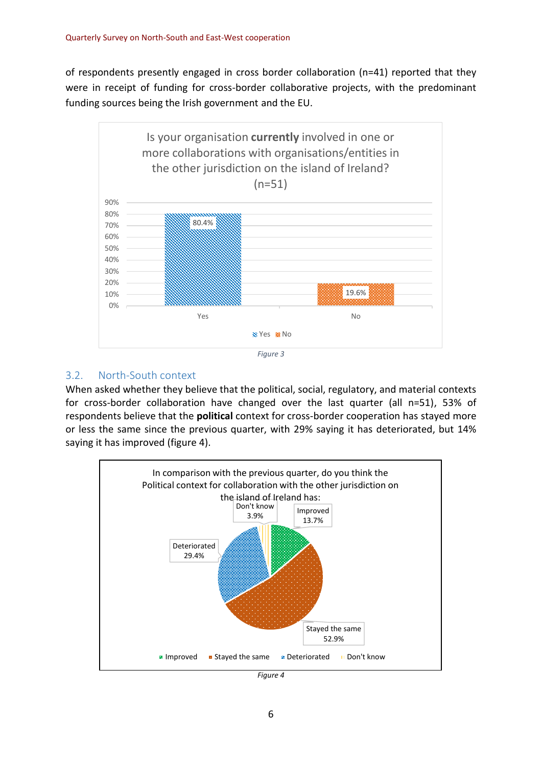of respondents presently engaged in cross border collaboration (n=41) reported that they were in receipt of funding for cross-border collaborative projects, with the predominant funding sources being the Irish government and the EU.

Is your organisation **currently** involved in one or more collaborations with organisations/entities in the other jurisdiction on the island of Ireland? (n=51)

| Response | Percentage |
|---|---|
| Yes | 80.4% |
| No | 19.6% |

*Figure 3*

## 3.2. North-South context

When asked whether they believe that the political, social, regulatory, and material contexts for cross-border collaboration have changed over the last quarter (all n=51), 53% of respondents believe that the **political** context for cross-border cooperation has stayed more or less the same since the previous quarter, with 29% saying it has deteriorated, but 14% saying it has improved (figure 4).

In comparison with the previous quarter, do you think the Political context for collaboration with the other jurisdiction on the island of Ireland has:

| Response | Percentage |
|---|---|
| Improved | 13.7% |
| Stayed the same | 52.9% |
| Deteriorated | 29.4% |
| Don't know | 3.9% |

*Figure 4*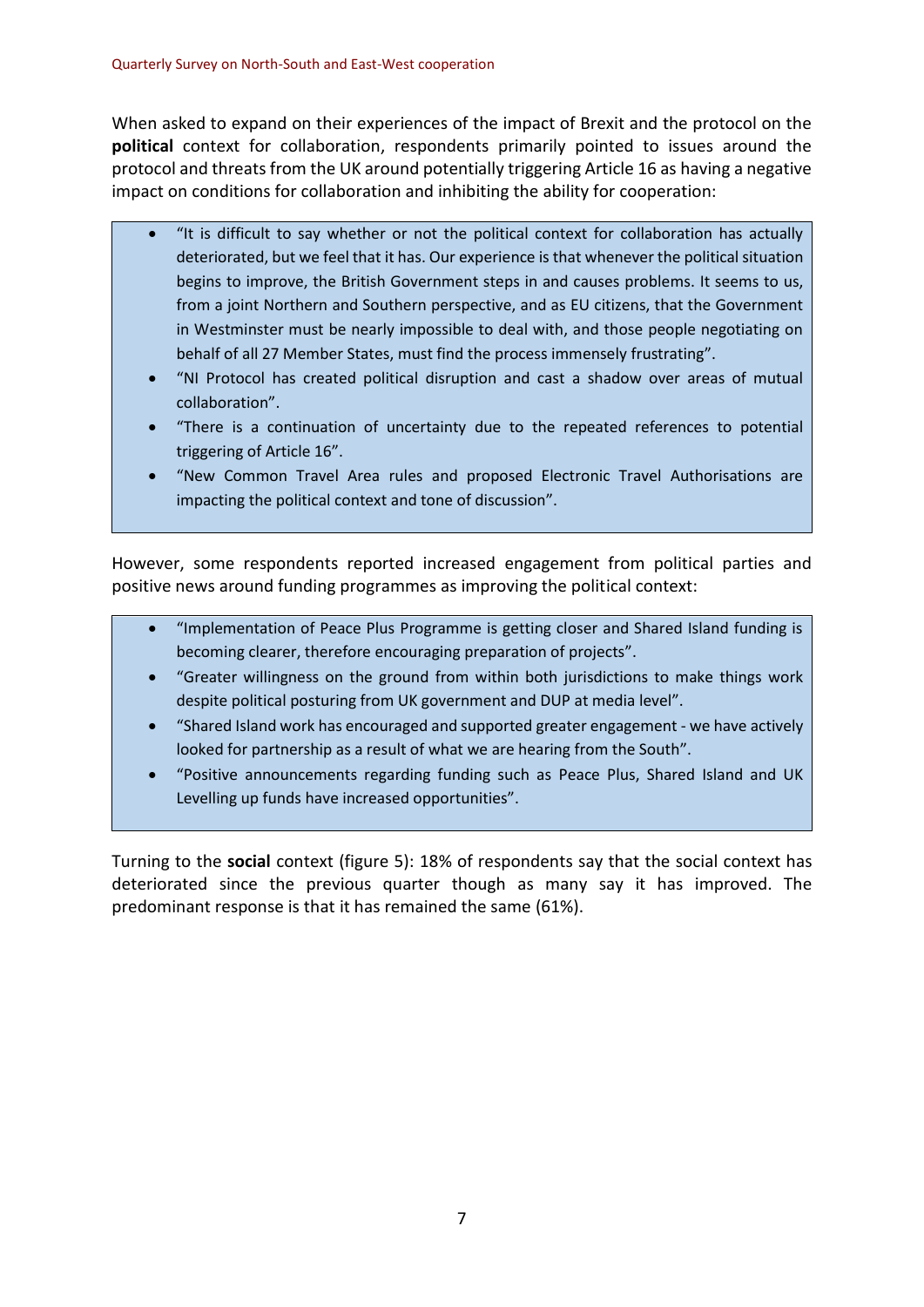When asked to expand on their experiences of the impact of Brexit and the protocol on the **political** context for collaboration, respondents primarily pointed to issues around the protocol and threats from the UK around potentially triggering Article 16 as having a negative impact on conditions for collaboration and inhibiting the ability for cooperation:

- "It is difficult to say whether or not the political context for collaboration has actually deteriorated, but we feel that it has. Our experience is that whenever the political situation begins to improve, the British Government steps in and causes problems. It seems to us, from a joint Northern and Southern perspective, and as EU citizens, that the Government in Westminster must be nearly impossible to deal with, and those people negotiating on behalf of all 27 Member States, must find the process immensely frustrating".
- "NI Protocol has created political disruption and cast a shadow over areas of mutual collaboration".
- "There is a continuation of uncertainty due to the repeated references to potential triggering of Article 16".
- "New Common Travel Area rules and proposed Electronic Travel Authorisations are impacting the political context and tone of discussion".

However, some respondents reported increased engagement from political parties and positive news around funding programmes as improving the political context:

- "Implementation of Peace Plus Programme is getting closer and Shared Island funding is becoming clearer, therefore encouraging preparation of projects".
- "Greater willingness on the ground from within both jurisdictions to make things work despite political posturing from UK government and DUP at media level".
- "Shared Island work has encouraged and supported greater engagement - we have actively looked for partnership as a result of what we are hearing from the South".
- "Positive announcements regarding funding such as Peace Plus, Shared Island and UK Levelling up funds have increased opportunities".

Turning to the **social** context (figure 5): 18% of respondents say that the social context has deteriorated since the previous quarter though as many say it has improved. The predominant response is that it has remained the same (61%).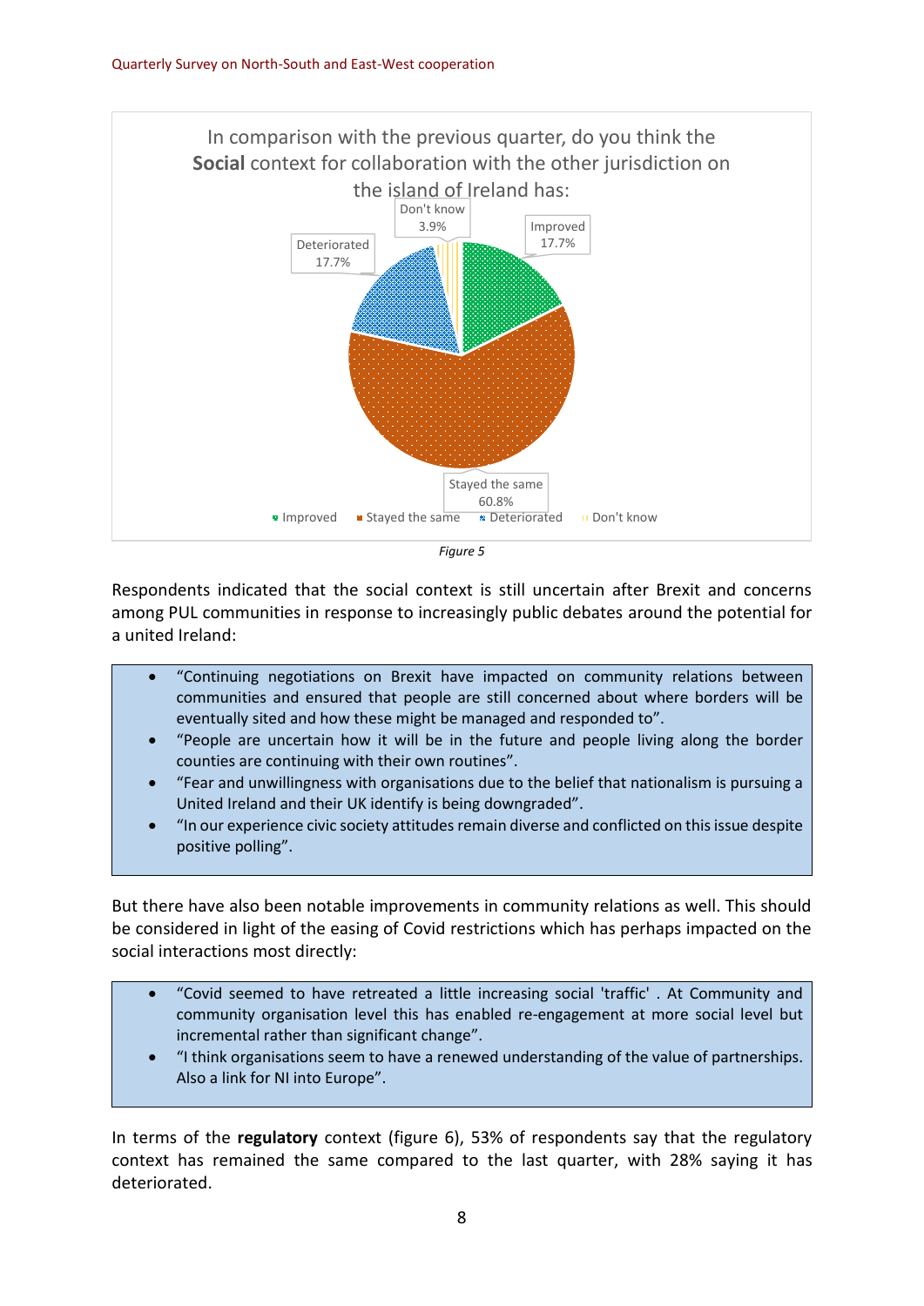In comparison with the previous quarter, do you think the **Social** context for collaboration with the other jurisdiction on the island of Ireland has:

| Response | Percentage |
|---|---|
| Improved | 17.7% |
| Stayed the same | 60.8% |
| Deteriorated | 17.7% |
| Don't know | 3.9% |

*Figure 5*

Respondents indicated that the social context is still uncertain after Brexit and concerns among PUL communities in response to increasingly public debates around the potential for a united Ireland:

- "Continuing negotiations on Brexit have impacted on community relations between communities and ensured that people are still concerned about where borders will be eventually sited and how these might be managed and responded to".
- "People are uncertain how it will be in the future and people living along the border counties are continuing with their own routines".
- "Fear and unwillingness with organisations due to the belief that nationalism is pursuing a United Ireland and their UK identify is being downgraded".
- "In our experience civic society attitudes remain diverse and conflicted on this issue despite positive polling".

But there have also been notable improvements in community relations as well. This should be considered in light of the easing of Covid restrictions which has perhaps impacted on the social interactions most directly:

- "Covid seemed to have retreated a little increasing social 'traffic' . At Community and community organisation level this has enabled re-engagement at more social level but incremental rather than significant change".
- "I think organisations seem to have a renewed understanding of the value of partnerships. Also a link for NI into Europe".

In terms of the **regulatory** context (figure 6), 53% of respondents say that the regulatory context has remained the same compared to the last quarter, with 28% saying it has deteriorated.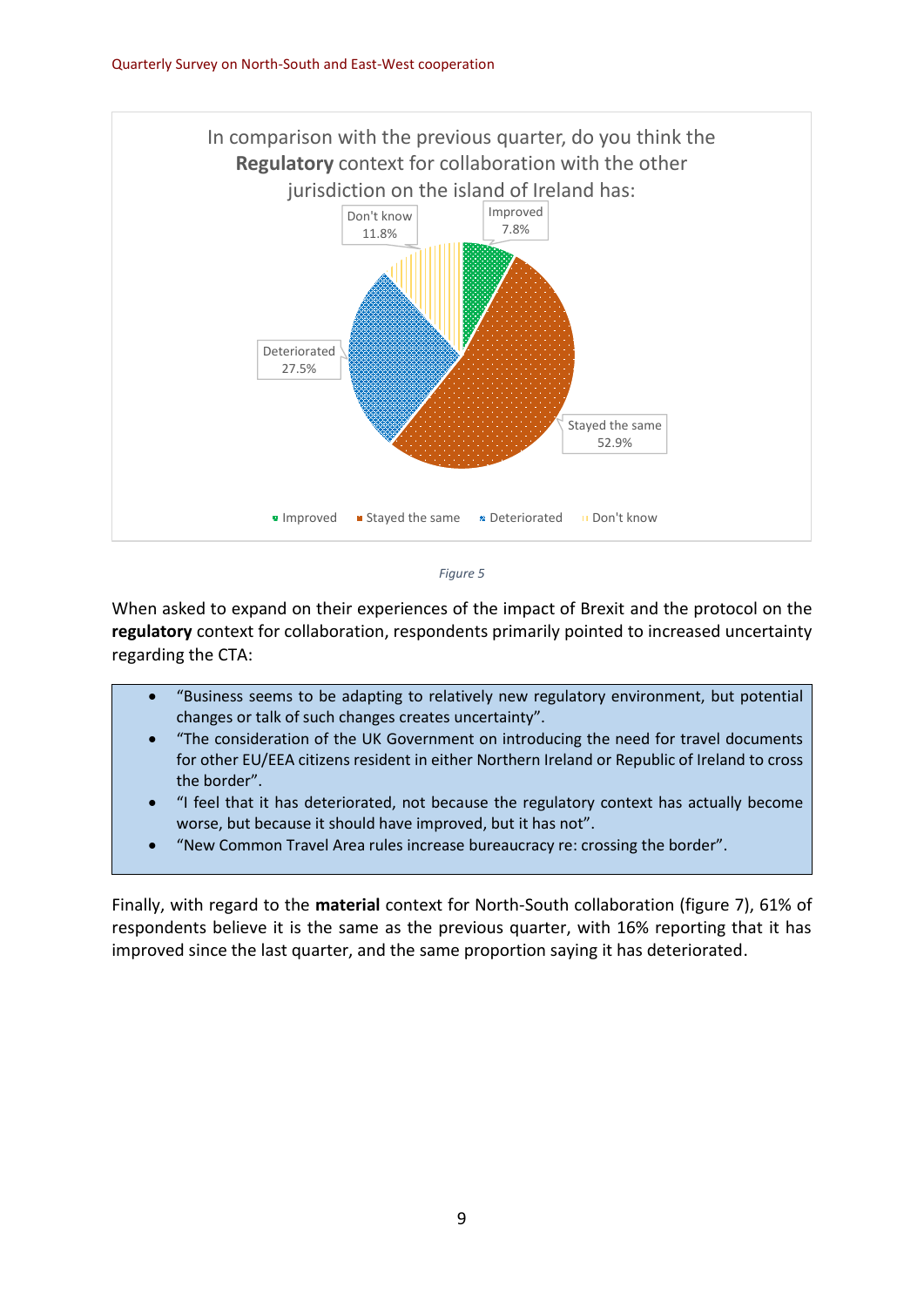In comparison with the previous quarter, do you think the **Regulatory** context for collaboration with the other jurisdiction on the island of Ireland has:

| Response | Percentage |
| --- | --- |
| Improved | 7.8% |
| Stayed the same | 52.9% |
| Deteriorated | 27.5% |
| Don't know | 11.8% |

*Figure 5*

When asked to expand on their experiences of the impact of Brexit and the protocol on the **regulatory** context for collaboration, respondents primarily pointed to increased uncertainty regarding the CTA:

- "Business seems to be adapting to relatively new regulatory environment, but potential changes or talk of such changes creates uncertainty".
- "The consideration of the UK Government on introducing the need for travel documents for other EU/EEA citizens resident in either Northern Ireland or Republic of Ireland to cross the border".
- "I feel that it has deteriorated, not because the regulatory context has actually become worse, but because it should have improved, but it has not".
- "New Common Travel Area rules increase bureaucracy re: crossing the border".

Finally, with regard to the **material** context for North-South collaboration (figure 7), 61% of respondents believe it is the same as the previous quarter, with 16% reporting that it has improved since the last quarter, and the same proportion saying it has deteriorated.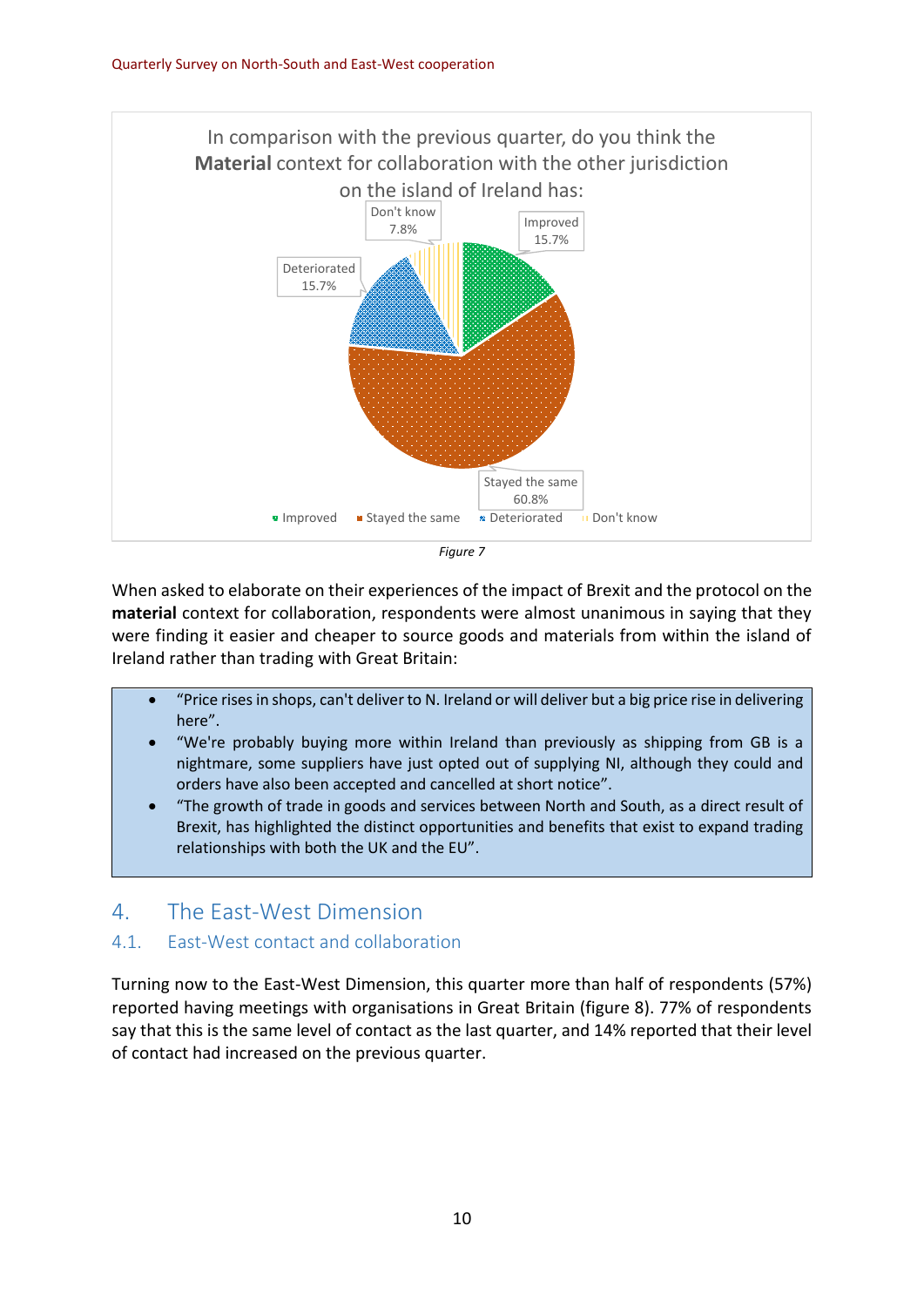In comparison with the previous quarter, do you think the **Material** context for collaboration with the other jurisdiction on the island of Ireland has:

| Response | Percentage |
| --- | --- |
| Improved | 15.7% |
| Stayed the same | 60.8% |
| Deteriorated | 15.7% |
| Don't know | 7.8% |

*Figure 7*

When asked to elaborate on their experiences of the impact of Brexit and the protocol on the **material** context for collaboration, respondents were almost unanimous in saying that they were finding it easier and cheaper to source goods and materials from within the island of Ireland rather than trading with Great Britain:

- "Price rises in shops, can't deliver to N. Ireland or will deliver but a big price rise in delivering here".
- "We're probably buying more within Ireland than previously as shipping from GB is a nightmare, some suppliers have just opted out of supplying NI, although they could and orders have also been accepted and cancelled at short notice".
- "The growth of trade in goods and services between North and South, as a direct result of Brexit, has highlighted the distinct opportunities and benefits that exist to expand trading relationships with both the UK and the EU".

# 4. The East-West Dimension

## 4.1. East-West contact and collaboration

Turning now to the East-West Dimension, this quarter more than half of respondents (57%) reported having meetings with organisations in Great Britain (figure 8). 77% of respondents say that this is the same level of contact as the last quarter, and 14% reported that their level of contact had increased on the previous quarter.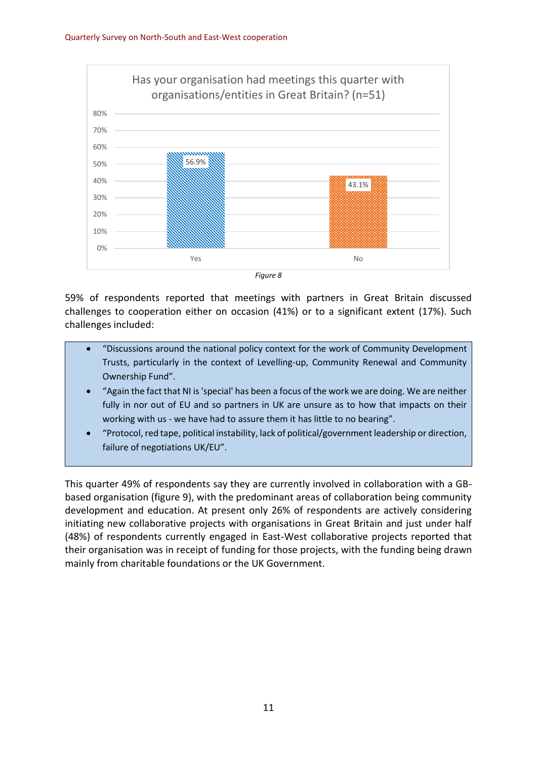Has your organisation had meetings this quarter with organisations/entities in Great Britain? (n=51)

| Response | Percentage |
|---|---|
| Yes | 56.9% |
| No | 43.1% |

*Figure 8*

59% of respondents reported that meetings with partners in Great Britain discussed challenges to cooperation either on occasion (41%) or to a significant extent (17%). Such challenges included:

- “Discussions around the national policy context for the work of Community Development Trusts, particularly in the context of Levelling-up, Community Renewal and Community Ownership Fund”.
- “Again the fact that NI is 'special' has been a focus of the work we are doing. We are neither fully in nor out of EU and so partners in UK are unsure as to how that impacts on their working with us - we have had to assure them it has little to no bearing”.
- “Protocol, red tape, political instability, lack of political/government leadership or direction, failure of negotiations UK/EU”.

This quarter 49% of respondents say they are currently involved in collaboration with a GB-based organisation (figure 9), with the predominant areas of collaboration being community development and education. At present only 26% of respondents are actively considering initiating new collaborative projects with organisations in Great Britain and just under half (48%) of respondents currently engaged in East-West collaborative projects reported that their organisation was in receipt of funding for those projects, with the funding being drawn mainly from charitable foundations or the UK Government.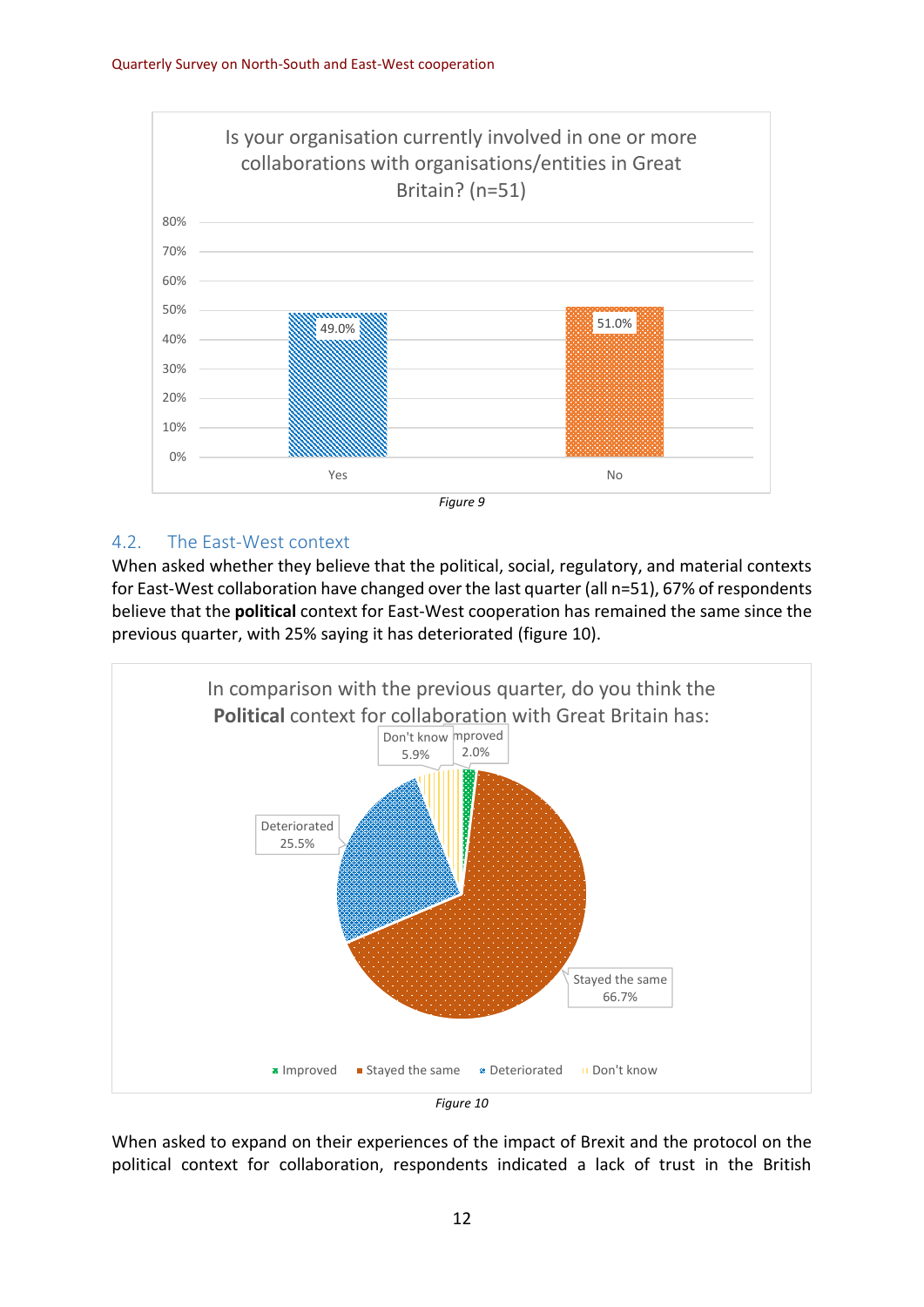Figure 9

## 4.2. The East-West context

When asked whether they believe that the political, social, regulatory, and material contexts for East-West collaboration have changed over the last quarter (all n=51), 67% of respondents believe that the **political** context for East-West cooperation has remained the same since the previous quarter, with 25% saying it has deteriorated (figure 10).

Figure 10

When asked to expand on their experiences of the impact of Brexit and the protocol on the political context for collaboration, respondents indicated a lack of trust in the British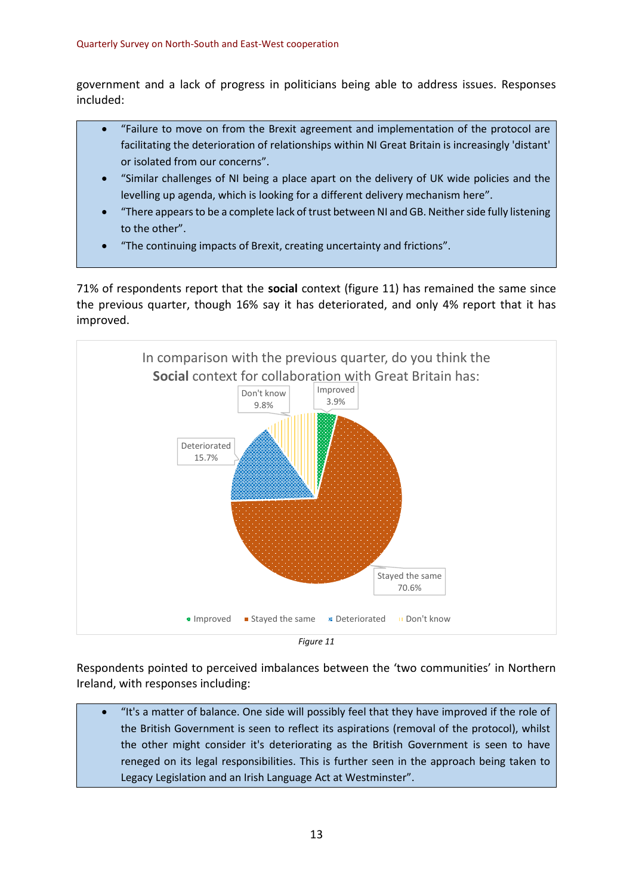government and a lack of progress in politicians being able to address issues. Responses included:

- "Failure to move on from the Brexit agreement and implementation of the protocol are facilitating the deterioration of relationships within NI Great Britain is increasingly 'distant' or isolated from our concerns".
- "Similar challenges of NI being a place apart on the delivery of UK wide policies and the levelling up agenda, which is looking for a different delivery mechanism here".
- "There appears to be a complete lack of trust between NI and GB. Neither side fully listening to the other".
- "The continuing impacts of Brexit, creating uncertainty and frictions".

71% of respondents report that the **social** context (figure 11) has remained the same since the previous quarter, though 16% say it has deteriorated, and only 4% report that it has improved.

In comparison with the previous quarter, do you think the **Social** context for collaboration with Great Britain has:

| Response | Percentage |
|---|---|
| Improved | 3.9% |
| Stayed the same | 70.6% |
| Deteriorated | 15.7% |
| Don't know | 9.8% |

*Figure 11*

Respondents pointed to perceived imbalances between the 'two communities' in Northern Ireland, with responses including:

- "It's a matter of balance. One side will possibly feel that they have improved if the role of the British Government is seen to reflect its aspirations (removal of the protocol), whilst the other might consider it's deteriorating as the British Government is seen to have reneged on its legal responsibilities. This is further seen in the approach being taken to Legacy Legislation and an Irish Language Act at Westminster".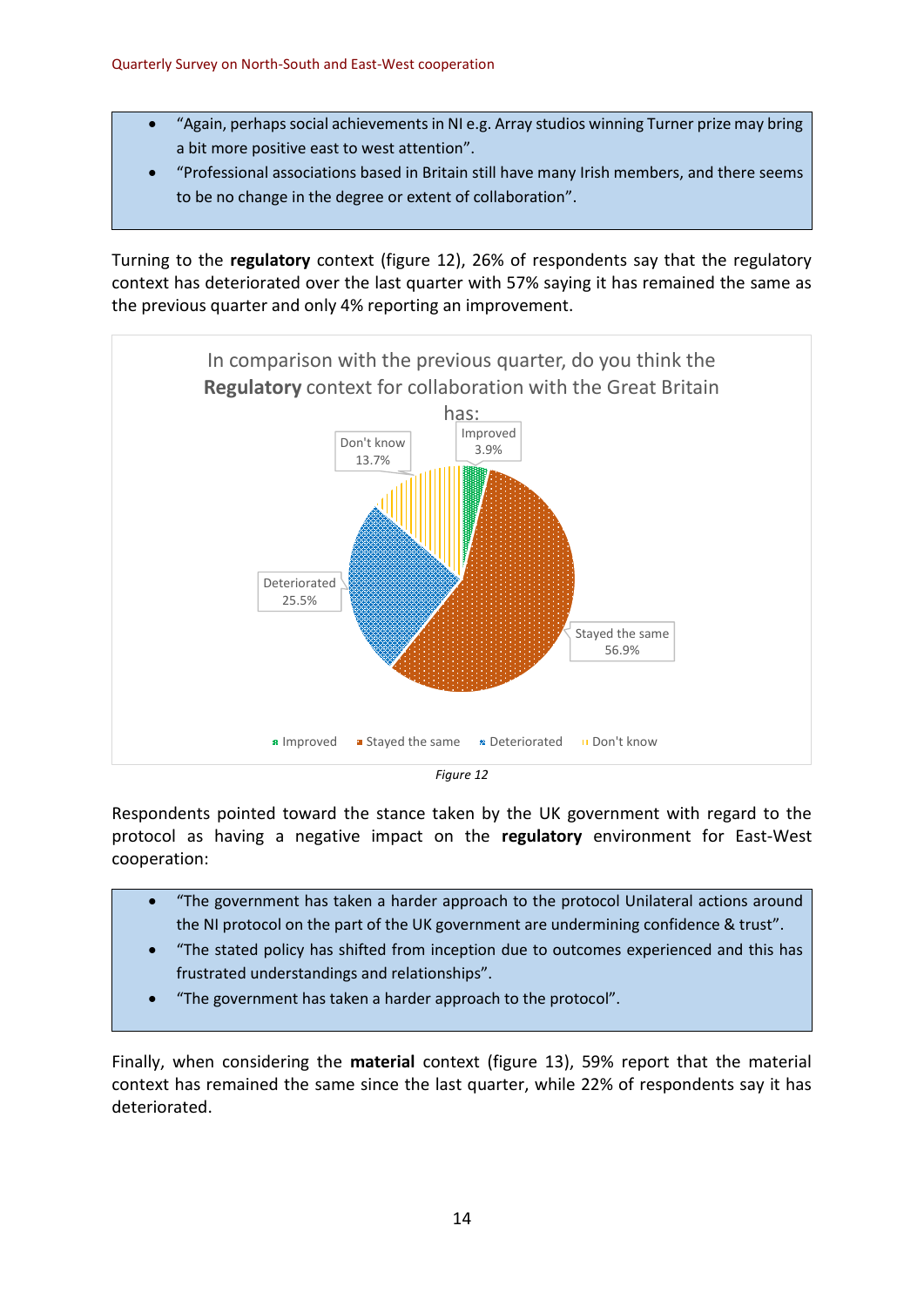- "Again, perhaps social achievements in NI e.g. Array studios winning Turner prize may bring a bit more positive east to west attention".
- "Professional associations based in Britain still have many Irish members, and there seems to be no change in the degree or extent of collaboration".

Turning to the **regulatory** context (figure 12), 26% of respondents say that the regulatory context has deteriorated over the last quarter with 57% saying it has remained the same as the previous quarter and only 4% reporting an improvement.

In comparison with the previous quarter, do you think the **Regulatory** context for collaboration with the Great Britain has:

| Response | Percentage |
|---|---|
| Improved | 3.9% |
| Stayed the same | 56.9% |
| Deteriorated | 25.5% |
| Don't know | 13.7% |

*Figure 12*

Respondents pointed toward the stance taken by the UK government with regard to the protocol as having a negative impact on the **regulatory** environment for East-West cooperation:

- "The government has taken a harder approach to the protocol Unilateral actions around the NI protocol on the part of the UK government are undermining confidence & trust".
- "The stated policy has shifted from inception due to outcomes experienced and this has frustrated understandings and relationships".
- "The government has taken a harder approach to the protocol".

Finally, when considering the **material** context (figure 13), 59% report that the material context has remained the same since the last quarter, while 22% of respondents say it has deteriorated.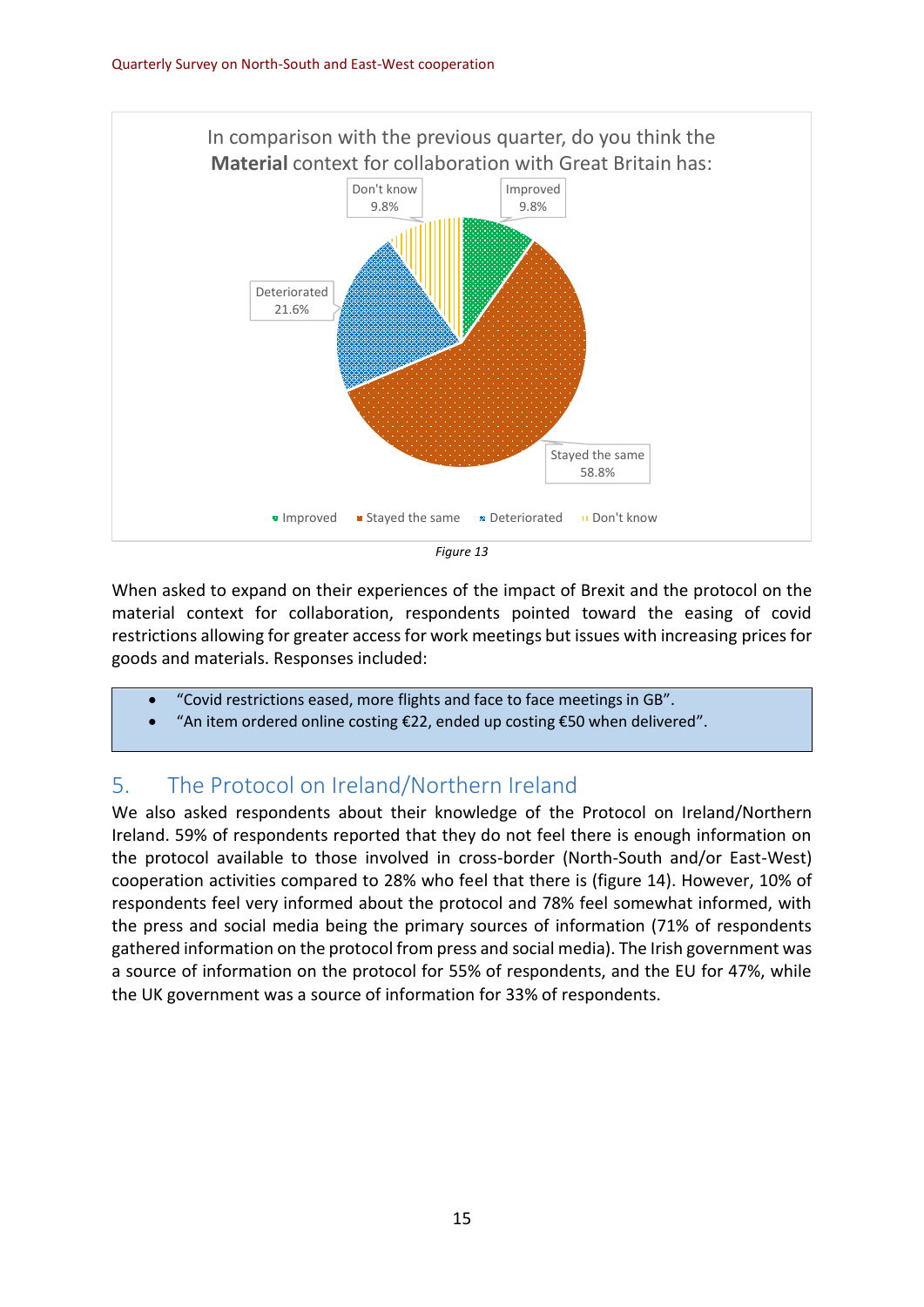In comparison with the previous quarter, do you think the **Material** context for collaboration with Great Britain has:

| Response | Percentage |
|---|---|
| Improved | 9.8% |
| Stayed the same | 58.8% |
| Deteriorated | 21.6% |
| Don't know | 9.8% |

*Figure 13*

When asked to expand on their experiences of the impact of Brexit and the protocol on the material context for collaboration, respondents pointed toward the easing of covid restrictions allowing for greater access for work meetings but issues with increasing prices for goods and materials. Responses included:

- "Covid restrictions eased, more flights and face to face meetings in GB".
- "An item ordered online costing €22, ended up costing €50 when delivered".

## 5. The Protocol on Ireland/Northern Ireland

We also asked respondents about their knowledge of the Protocol on Ireland/Northern Ireland. 59% of respondents reported that they do not feel there is enough information on the protocol available to those involved in cross-border (North-South and/or East-West) cooperation activities compared to 28% who feel that there is (figure 14). However, 10% of respondents feel very informed about the protocol and 78% feel somewhat informed, with the press and social media being the primary sources of information (71% of respondents gathered information on the protocol from press and social media). The Irish government was a source of information on the protocol for 55% of respondents, and the EU for 47%, while the UK government was a source of information for 33% of respondents.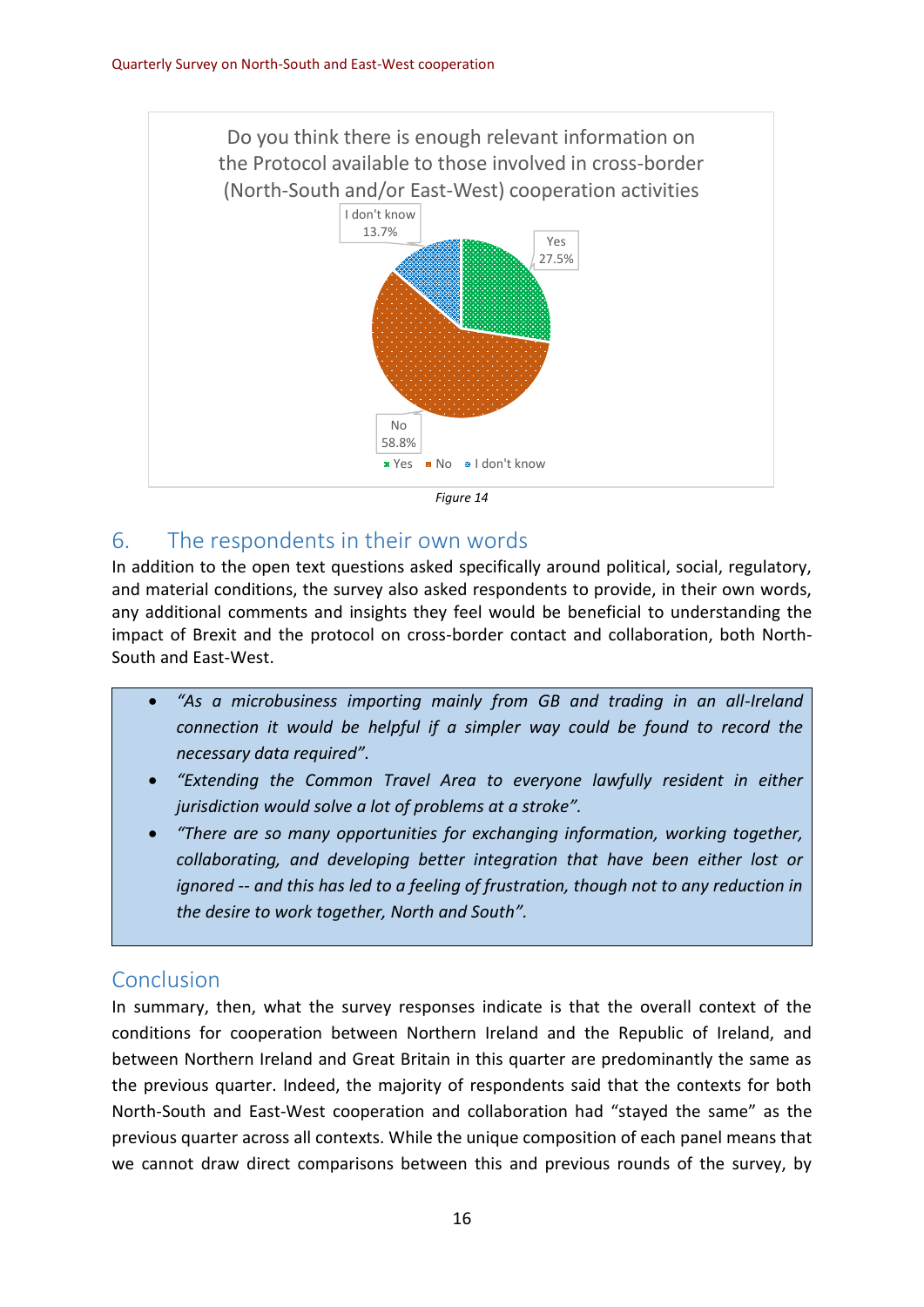Do you think there is enough relevant information on the Protocol available to those involved in cross-border (North-South and/or East-West) cooperation activities

| Response | Percentage |
|---|---|
| Yes | 27.5% |
| No | 58.8% |
| I don't know | 13.7% |

*Figure 14*

## 6. The respondents in their own words

In addition to the open text questions asked specifically around political, social, regulatory, and material conditions, the survey also asked respondents to provide, in their own words, any additional comments and insights they feel would be beneficial to understanding the impact of Brexit and the protocol on cross-border contact and collaboration, both North-South and East-West.

- *"As a microbusiness importing mainly from GB and trading in an all-Ireland connection it would be helpful if a simpler way could be found to record the necessary data required".*
- *"Extending the Common Travel Area to everyone lawfully resident in either jurisdiction would solve a lot of problems at a stroke".*
- *"There are so many opportunities for exchanging information, working together, collaborating, and developing better integration that have been either lost or ignored -- and this has led to a feeling of frustration, though not to any reduction in the desire to work together, North and South".*

## Conclusion

In summary, then, what the survey responses indicate is that the overall context of the conditions for cooperation between Northern Ireland and the Republic of Ireland, and between Northern Ireland and Great Britain in this quarter are predominantly the same as the previous quarter. Indeed, the majority of respondents said that the contexts for both North-South and East-West cooperation and collaboration had "stayed the same" as the previous quarter across all contexts. While the unique composition of each panel means that we cannot draw direct comparisons between this and previous rounds of the survey, by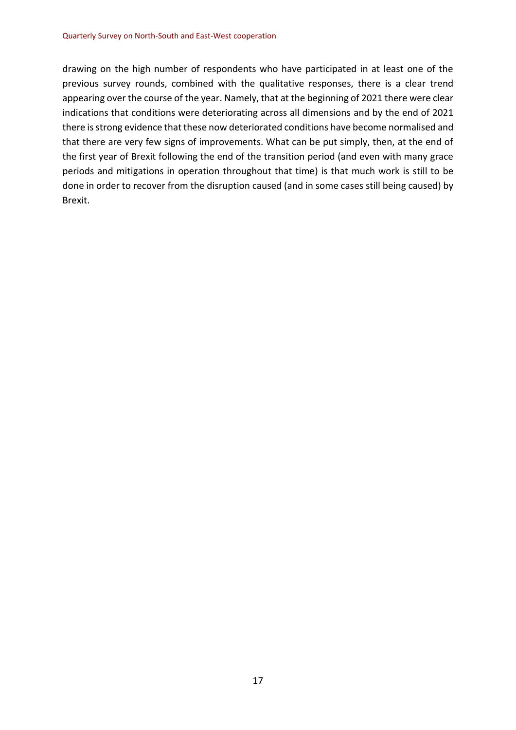drawing on the high number of respondents who have participated in at least one of the previous survey rounds, combined with the qualitative responses, there is a clear trend appearing over the course of the year. Namely, that at the beginning of 2021 there were clear indications that conditions were deteriorating across all dimensions and by the end of 2021 there is strong evidence that these now deteriorated conditions have become normalised and that there are very few signs of improvements. What can be put simply, then, at the end of the first year of Brexit following the end of the transition period (and even with many grace periods and mitigations in operation throughout that time) is that much work is still to be done in order to recover from the disruption caused (and in some cases still being caused) by Brexit.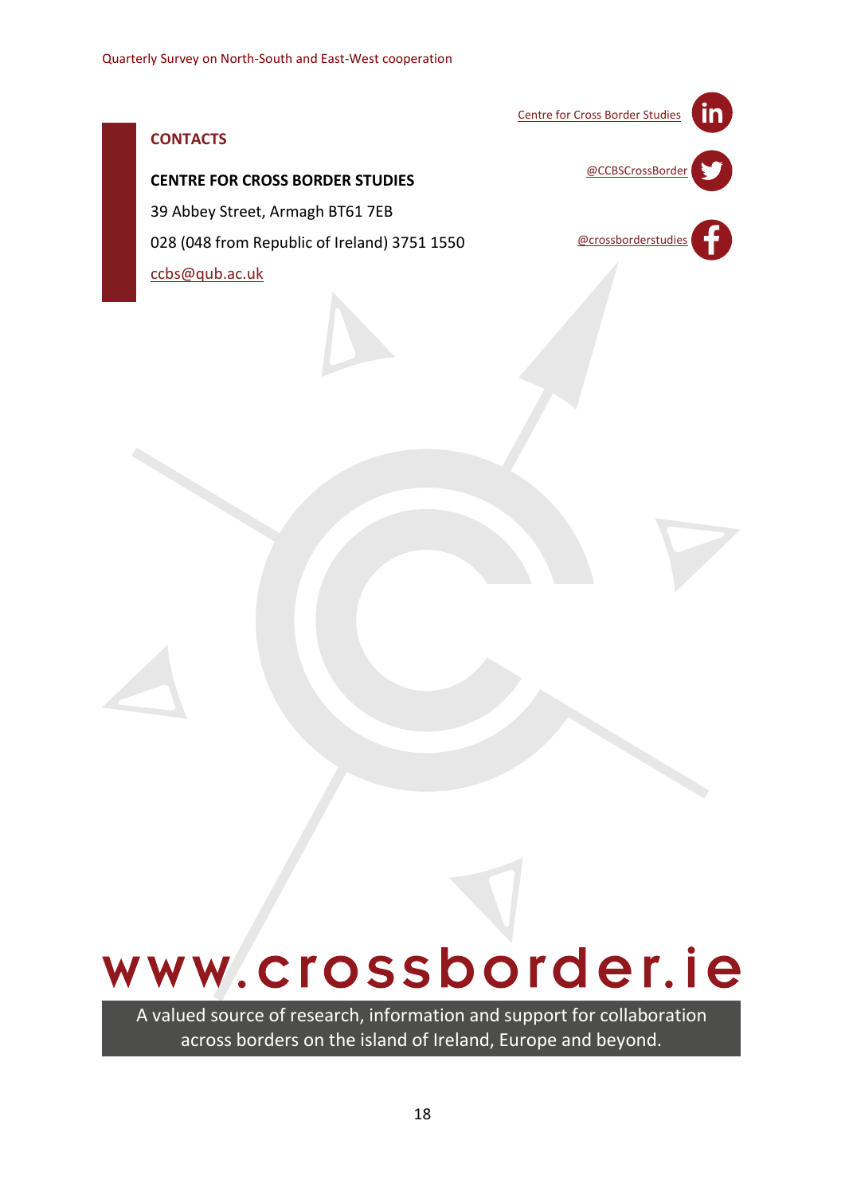## CONTACTS

**CENTRE FOR CROSS BORDER STUDIES**

39 Abbey Street, Armagh BT61 7EB

028 (048 from Republic of Ireland) 3751 1550

ccbs@qub.ac.uk

Centre for Cross Border Studies

@CCBSCrossBorder

@crossborderstudies

# www.crossborder.ie

A valued source of research, information and support for collaboration across borders on the island of Ireland, Europe and beyond.